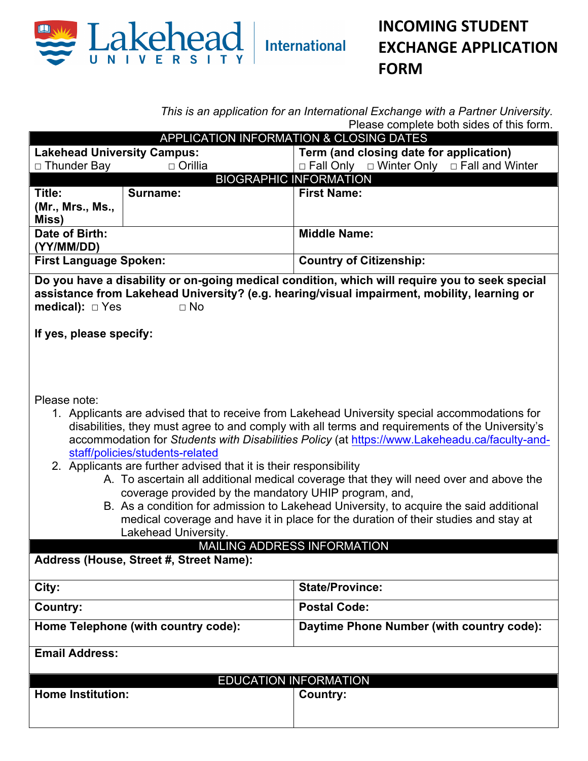Lakehead University International

# INCOMING STUDENT EXCHANGE APPLICATION FORM

*This is an application for an International Exchange with a Partner University.*
Please complete both sides of this form.

## APPLICATION INFORMATION & CLOSING DATES

| **Lakehead University Campus:** | **Term (and closing date for application)** |
|---|---|
| □ Thunder Bay □ Orillia | □ Fall Only □ Winter Only □ Fall and Winter |

## BIOGRAPHIC INFORMATION

| **Title: (Mr., Mrs., Ms., Miss)** | **Surname:** | **First Name:** |
|---|---|---|
| **Date of Birth: (YY/MM/DD)** | | **Middle Name:** |
| **First Language Spoken:** | | **Country of Citizenship:** |

**Do you have a disability or on-going medical condition, which will require you to seek special assistance from Lakehead University? (e.g. hearing/visual impairment, mobility, learning or medical):** □ Yes □ No

**If yes, please specify:**

Please note:

1. Applicants are advised that to receive from Lakehead University special accommodations for disabilities, they must agree to and comply with all terms and requirements of the University's accommodation for *Students with Disabilities Policy* (at https://www.Lakeheadu.ca/faculty-and-staff/policies/students-related
2. Applicants are further advised that it is their responsibility
   A. To ascertain all additional medical coverage that they will need over and above the coverage provided by the mandatory UHIP program, and,
   B. As a condition for admission to Lakehead University, to acquire the said additional medical coverage and have it in place for the duration of their studies and stay at Lakehead University.

## MAILING ADDRESS INFORMATION

| **Address (House, Street #, Street Name):** | |
|---|---|
| **City:** | **State/Province:** |
| **Country:** | **Postal Code:** |
| **Home Telephone (with country code):** | **Daytime Phone Number (with country code):** |
| **Email Address:** | |

## EDUCATION INFORMATION

| **Home Institution:** | **Country:** |
|---|---|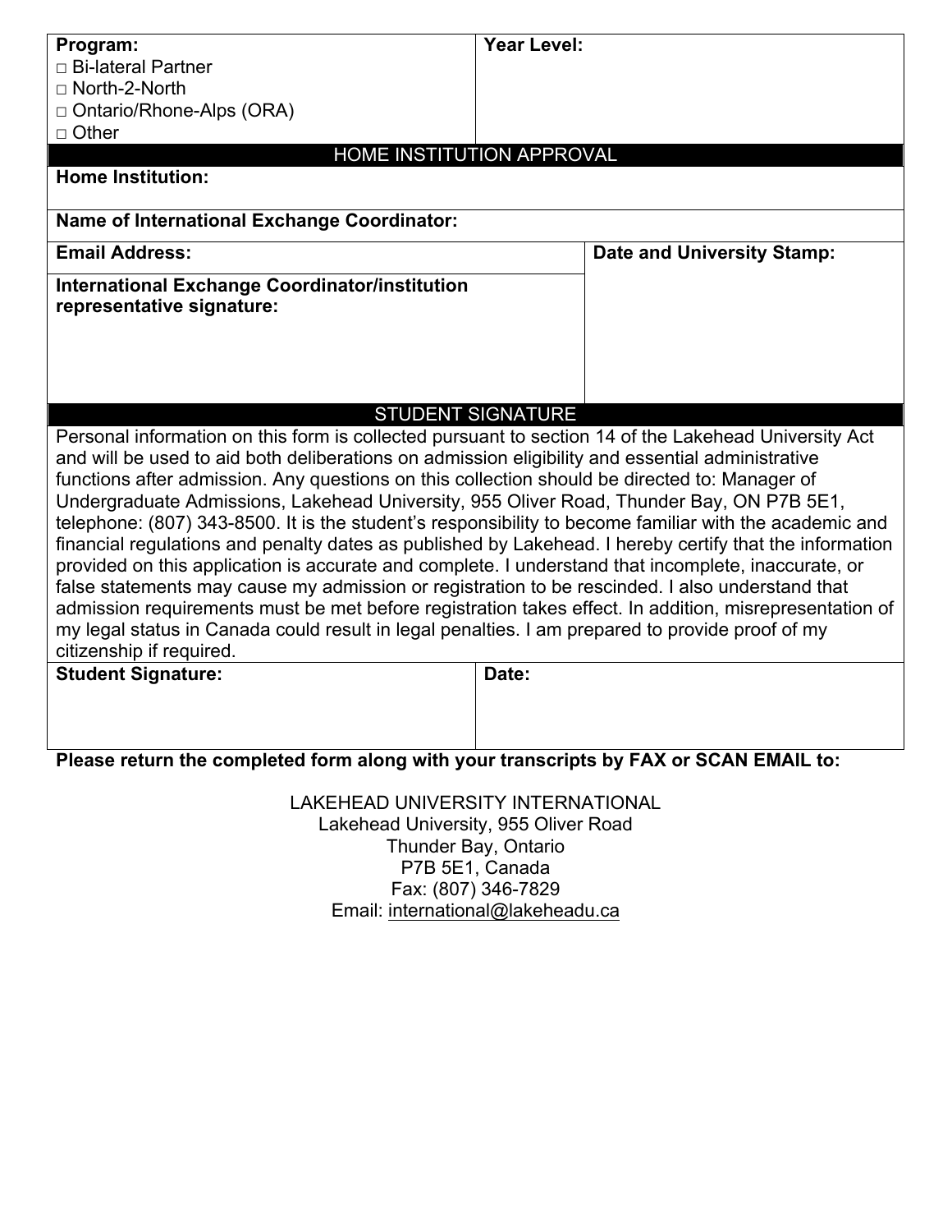| **Program:**<br>□ Bi-lateral Partner<br>□ North-2-North<br>□ Ontario/Rhone-Alps (ORA)<br>□ Other | **Year Level:** |
| --- | --- |

## HOME INSTITUTION APPROVAL

| | |
| --- | --- |
| **Home Institution:** | |
| **Name of International Exchange Coordinator:** | |
| **Email Address:** | **Date and University Stamp:** |
| **International Exchange Coordinator/institution representative signature:** | |

## STUDENT SIGNATURE

Personal information on this form is collected pursuant to section 14 of the Lakehead University Act and will be used to aid both deliberations on admission eligibility and essential administrative functions after admission. Any questions on this collection should be directed to: Manager of Undergraduate Admissions, Lakehead University, 955 Oliver Road, Thunder Bay, ON P7B 5E1, telephone: (807) 343-8500. It is the student's responsibility to become familiar with the academic and financial regulations and penalty dates as published by Lakehead. I hereby certify that the information provided on this application is accurate and complete. I understand that incomplete, inaccurate, or false statements may cause my admission or registration to be rescinded. I also understand that admission requirements must be met before registration takes effect. In addition, misrepresentation of my legal status in Canada could result in legal penalties. I am prepared to provide proof of my citizenship if required.

| **Student Signature:** | **Date:** |
| --- | --- |

**Please return the completed form along with your transcripts by FAX or SCAN EMAIL to:**

LAKEHEAD UNIVERSITY INTERNATIONAL
Lakehead University, 955 Oliver Road
Thunder Bay, Ontario
P7B 5E1, Canada
Fax: (807) 346-7829
Email: international@lakeheadu.ca